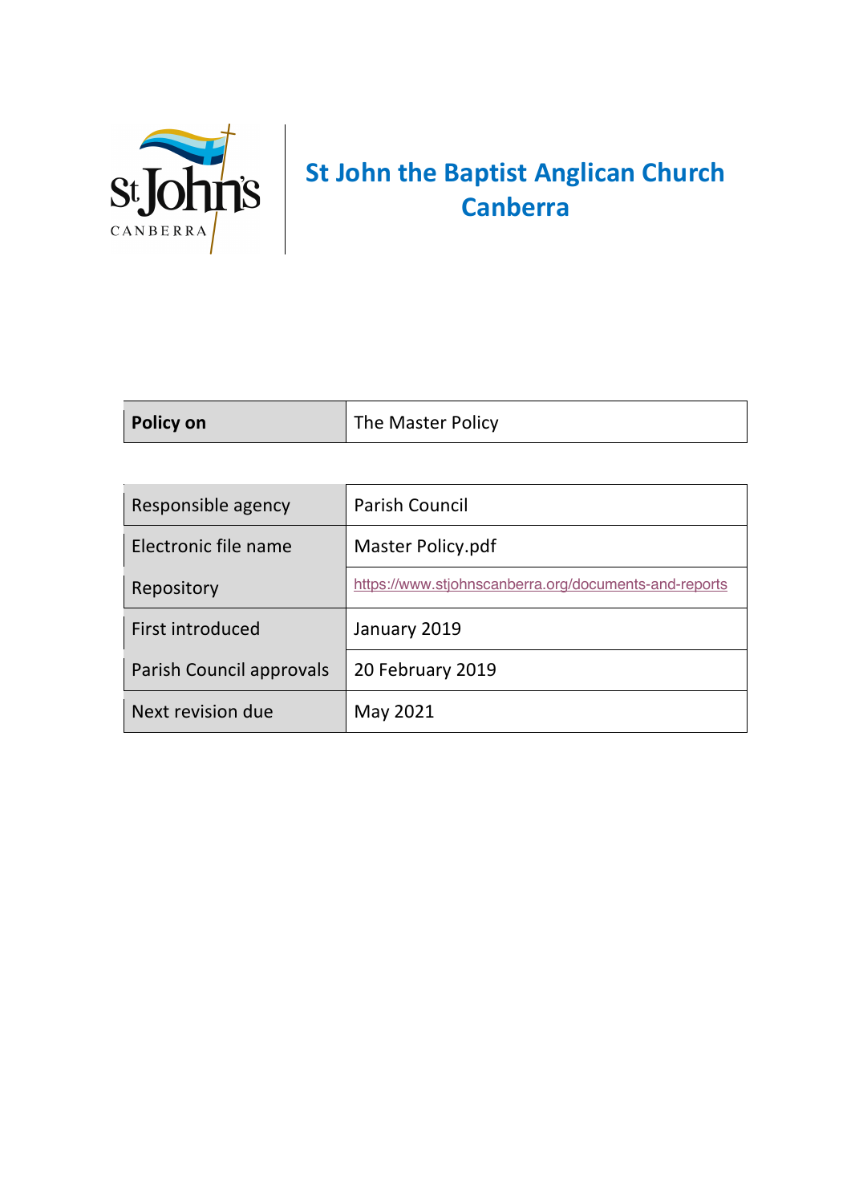# St John the Baptist Anglican Church Canberra

| **Policy on** | The Master Policy |
|---|---|

| | |
|---|---|
| Responsible agency | Parish Council |
| Electronic file name | Master Policy.pdf |
| Repository | https://www.stjohnscanberra.org/documents-and-reports |
| First introduced | January 2019 |
| Parish Council approvals | 20 February 2019 |
| Next revision due | May 2021 |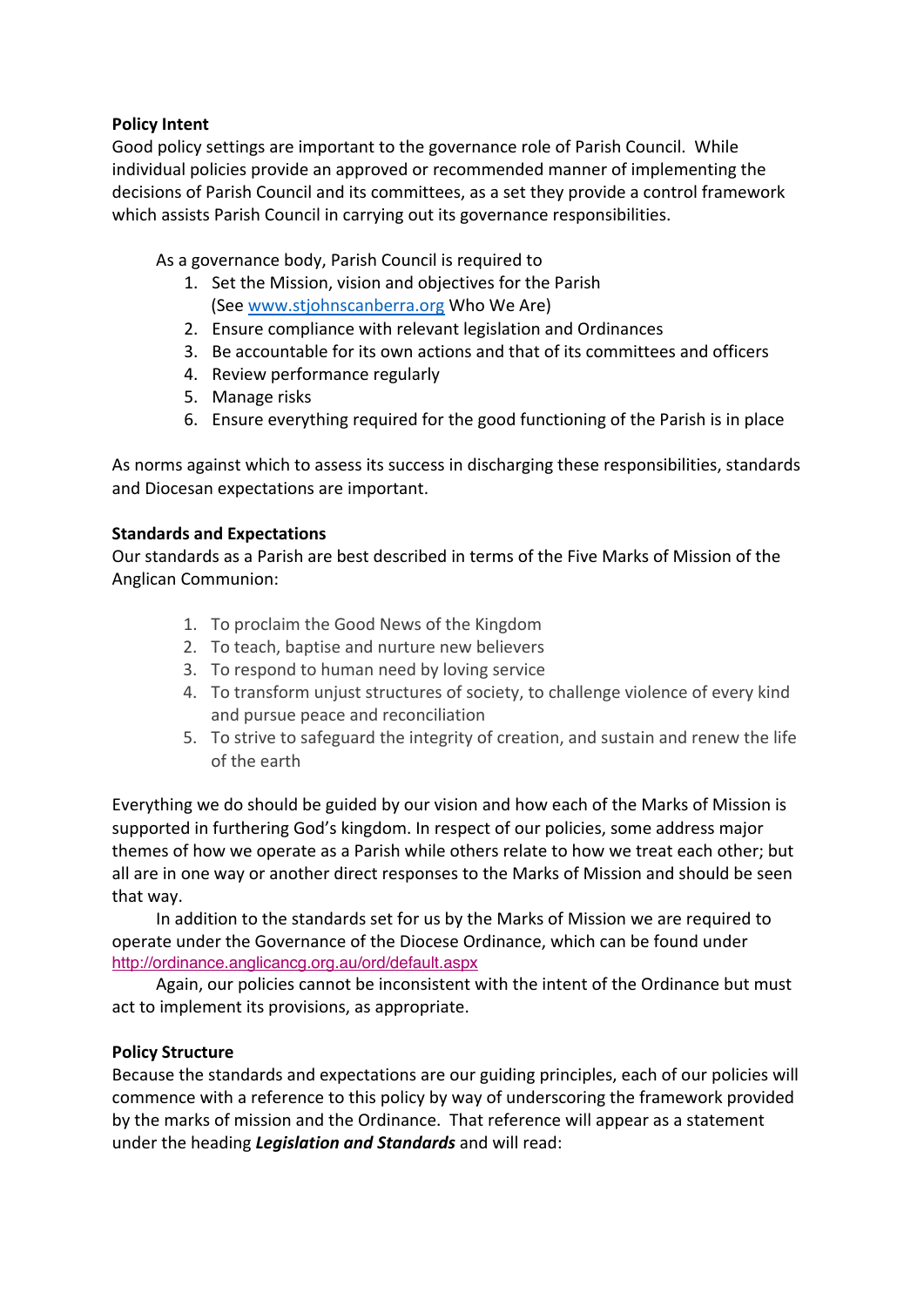**Policy Intent**

Good policy settings are important to the governance role of Parish Council. While individual policies provide an approved or recommended manner of implementing the decisions of Parish Council and its committees, as a set they provide a control framework which assists Parish Council in carrying out its governance responsibilities.

As a governance body, Parish Council is required to

1. Set the Mission, vision and objectives for the Parish (See www.stjohnscanberra.org Who We Are)
2. Ensure compliance with relevant legislation and Ordinances
3. Be accountable for its own actions and that of its committees and officers
4. Review performance regularly
5. Manage risks
6. Ensure everything required for the good functioning of the Parish is in place

As norms against which to assess its success in discharging these responsibilities, standards and Diocesan expectations are important.

**Standards and Expectations**

Our standards as a Parish are best described in terms of the Five Marks of Mission of the Anglican Communion:

1. To proclaim the Good News of the Kingdom
2. To teach, baptise and nurture new believers
3. To respond to human need by loving service
4. To transform unjust structures of society, to challenge violence of every kind and pursue peace and reconciliation
5. To strive to safeguard the integrity of creation, and sustain and renew the life of the earth

Everything we do should be guided by our vision and how each of the Marks of Mission is supported in furthering God's kingdom. In respect of our policies, some address major themes of how we operate as a Parish while others relate to how we treat each other; but all are in one way or another direct responses to the Marks of Mission and should be seen that way.

In addition to the standards set for us by the Marks of Mission we are required to operate under the Governance of the Diocese Ordinance, which can be found under http://ordinance.anglicancg.org.au/ord/default.aspx

Again, our policies cannot be inconsistent with the intent of the Ordinance but must act to implement its provisions, as appropriate.

**Policy Structure**

Because the standards and expectations are our guiding principles, each of our policies will commence with a reference to this policy by way of underscoring the framework provided by the marks of mission and the Ordinance. That reference will appear as a statement under the heading ***Legislation and Standards*** and will read: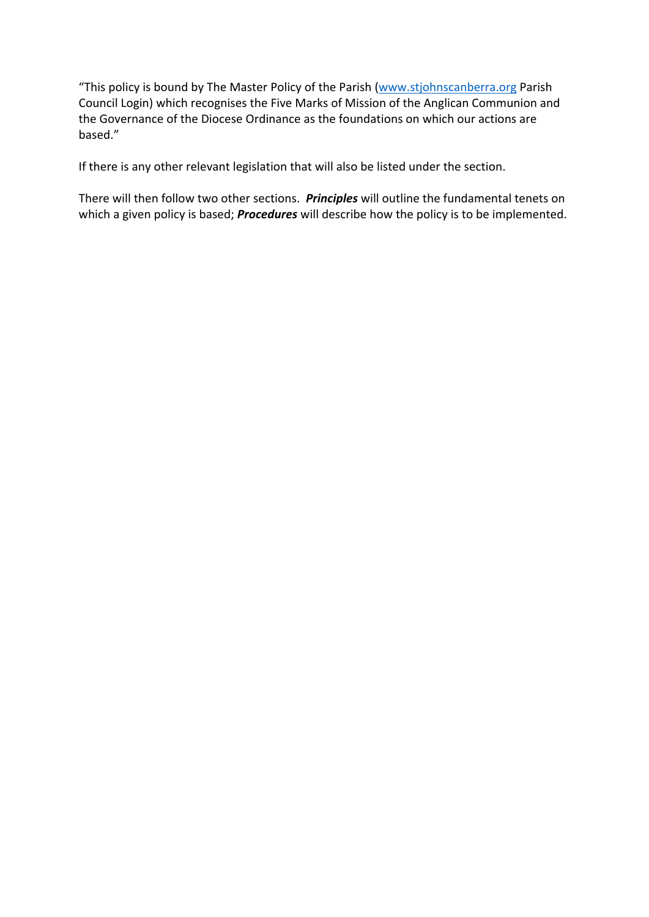"This policy is bound by The Master Policy of the Parish ([www.stjohnscanberra.org](http://www.stjohnscanberra.org) Parish Council Login) which recognises the Five Marks of Mission of the Anglican Communion and the Governance of the Diocese Ordinance as the foundations on which our actions are based."

If there is any other relevant legislation that will also be listed under the section.

There will then follow two other sections. ***Principles*** will outline the fundamental tenets on which a given policy is based; ***Procedures*** will describe how the policy is to be implemented.